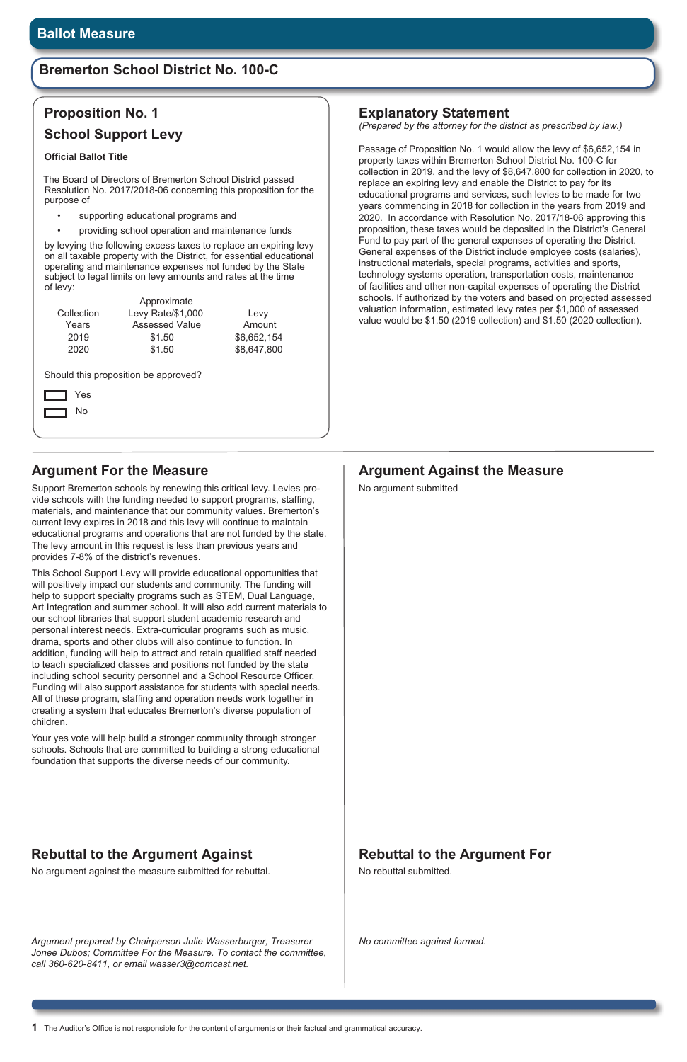# Ballot Measure

## Bremerton School District No. 100-C

### Proposition No. 1

### School Support Levy

**Official Ballot Title**

The Board of Directors of Bremerton School District passed Resolution No. 2017/2018-06 concerning this proposition for the purpose of

- supporting educational programs and
- providing school operation and maintenance funds

by levying the following excess taxes to replace an expiring levy on all taxable property with the District, for essential educational operating and maintenance expenses not funded by the State subject to legal limits on levy amounts and rates at the time of levy:

| Collection Years | Approximate Levy Rate/$1,000 Assessed Value | Levy Amount |
|---|---|---|
| 2019 | $1.50 | $6,652,154 |
| 2020 | $1.50 | $8,647,800 |

Should this proposition be approved?

☐ Yes

☐ No

### Explanatory Statement

*(Prepared by the attorney for the district as prescribed by law.)*

Passage of Proposition No. 1 would allow the levy of $6,652,154 in property taxes within Bremerton School District No. 100-C for collection in 2019, and the levy of $8,647,800 for collection in 2020, to replace an expiring levy and enable the District to pay for its educational programs and services, such levies to be made for two years commencing in 2018 for collection in the years from 2019 and 2020. In accordance with Resolution No. 2017/18-06 approving this proposition, these taxes would be deposited in the District's General Fund to pay part of the general expenses of operating the District. General expenses of the District include employee costs (salaries), instructional materials, special programs, activities and sports, technology systems operation, transportation costs, maintenance of facilities and other non-capital expenses of operating the District schools. If authorized by the voters and based on projected assessed valuation information, estimated levy rates per $1,000 of assessed value would be $1.50 (2019 collection) and $1.50 (2020 collection).

### Argument For the Measure

Support Bremerton schools by renewing this critical levy. Levies provide schools with the funding needed to support programs, staffing, materials, and maintenance that our community values. Bremerton's current levy expires in 2018 and this levy will continue to maintain educational programs and operations that are not funded by the state. The levy amount in this request is less than previous years and provides 7-8% of the district's revenues.

This School Support Levy will provide educational opportunities that will positively impact our students and community. The funding will help to support specialty programs such as STEM, Dual Language, Art Integration and summer school. It will also add current materials to our school libraries that support student academic research and personal interest needs. Extra-curricular programs such as music, drama, sports and other clubs will also continue to function. In addition, funding will help to attract and retain qualified staff needed to teach specialized classes and positions not funded by the state including school security personnel and a School Resource Officer. Funding will also support assistance for students with special needs. All of these program, staffing and operation needs work together in creating a system that educates Bremerton's diverse population of children.

Your yes vote will help build a stronger community through stronger schools. Schools that are committed to building a strong educational foundation that supports the diverse needs of our community.

### Rebuttal to the Argument Against

No argument against the measure submitted for rebuttal.

*Argument prepared by Chairperson Julie Wasserburger, Treasurer Jonee Dubos; Committee For the Measure. To contact the committee, call 360-620-8411, or email wasser3@comcast.net.*

### Argument Against the Measure

No argument submitted

### Rebuttal to the Argument For

No rebuttal submitted.

*No committee against formed.*

The Auditor's Office is not responsible for the content of arguments or their factual and grammatical accuracy.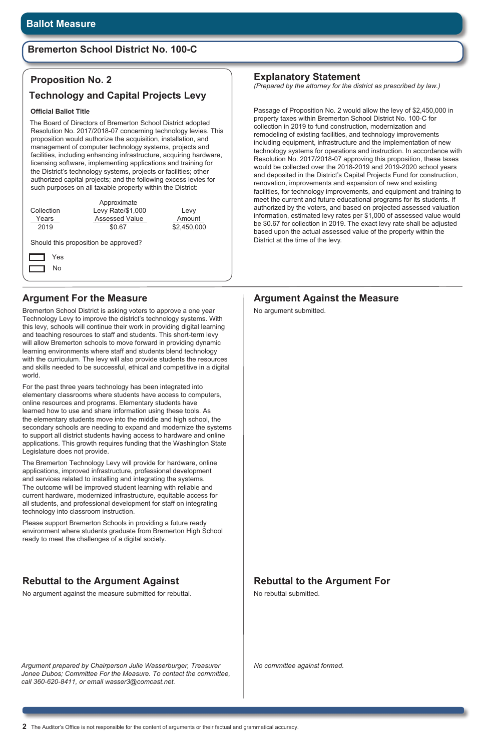# Ballot Measure

## Bremerton School District No. 100-C

### Proposition No. 2

### Technology and Capital Projects Levy

**Official Ballot Title**

The Board of Directors of Bremerton School District adopted Resolution No. 2017/2018-07 concerning technology levies. This proposition would authorize the acquisition, installation, and management of computer technology systems, projects and facilities, including enhancing infrastructure, acquiring hardware, licensing software, implementing applications and training for the District's technology systems, projects or facilities; other authorized capital projects; and the following excess levies for such purposes on all taxable property within the District:

| Collection Years | Approximate Levy Rate/$1,000 Assessed Value | Levy Amount |
|---|---|---|
| 2019 | $0.67 | $2,450,000 |

Should this proposition be approved?

☐ Yes

☐ No

### Explanatory Statement

*(Prepared by the attorney for the district as prescribed by law.)*

Passage of Proposition No. 2 would allow the levy of $2,450,000 in property taxes within Bremerton School District No. 100-C for collection in 2019 to fund construction, modernization and remodeling of existing facilities, and technology improvements including equipment, infrastructure and the implementation of new technology systems for operations and instruction. In accordance with Resolution No. 2017/2018-07 approving this proposition, these taxes would be collected over the 2018-2019 and 2019-2020 school years and deposited in the District's Capital Projects Fund for construction, renovation, improvements and expansion of new and existing facilities, for technology improvements, and equipment and training to meet the current and future educational programs for its students. If authorized by the voters, and based on projected assessed valuation information, estimated levy rates per $1,000 of assessed value would be $0.67 for collection in 2019. The exact levy rate shall be adjusted based upon the actual assessed value of the property within the District at the time of the levy.

### Argument For the Measure

Bremerton School District is asking voters to approve a one year Technology Levy to improve the district's technology systems. With this levy, schools will continue their work in providing digital learning and teaching resources to staff and students. This short-term levy will allow Bremerton schools to move forward in providing dynamic learning environments where staff and students blend technology with the curriculum. The levy will also provide students the resources and skills needed to be successful, ethical and competitive in a digital world.

For the past three years technology has been integrated into elementary classrooms where students have access to computers, online resources and programs. Elementary students have learned how to use and share information using these tools. As the elementary students move into the middle and high school, the secondary schools are needing to expand and modernize the systems to support all district students having access to hardware and online applications. This growth requires funding that the Washington State Legislature does not provide.

The Bremerton Technology Levy will provide for hardware, online applications, improved infrastructure, professional development and services related to installing and integrating the systems. The outcome will be improved student learning with reliable and current hardware, modernized infrastructure, equitable access for all students, and professional development for staff on integrating technology into classroom instruction.

Please support Bremerton Schools in providing a future ready environment where students graduate from Bremerton High School ready to meet the challenges of a digital society.

### Rebuttal to the Argument Against

No argument against the measure submitted for rebuttal.

*Argument prepared by Chairperson Julie Wasserburger, Treasurer Jonee Dubos; Committee For the Measure. To contact the committee, call 360-620-8411, or email wasser3@comcast.net.*

### Argument Against the Measure

No argument submitted.

### Rebuttal to the Argument For

No rebuttal submitted.

*No committee against formed.*

The Auditor's Office is not responsible for the content of arguments or their factual and grammatical accuracy.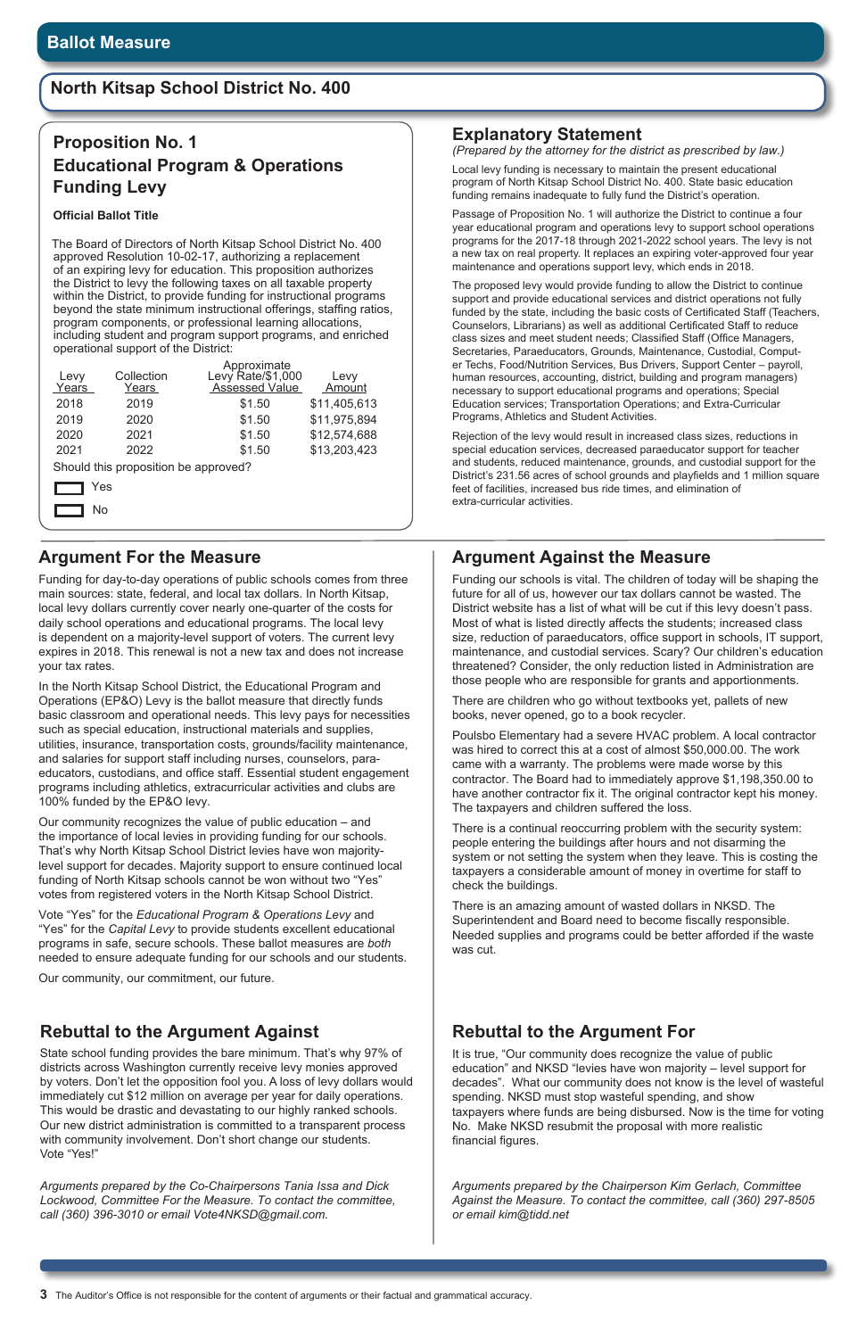# Ballot Measure

## North Kitsap School District No. 400

### Proposition No. 1
### Educational Program & Operations Funding Levy

**Official Ballot Title**

The Board of Directors of North Kitsap School District No. 400 approved Resolution 10-02-17, authorizing a replacement of an expiring levy for education. This proposition authorizes the District to levy the following taxes on all taxable property within the District, to provide funding for instructional programs beyond the state minimum instructional offerings, staffing ratios, program components, or professional learning allocations, including student and program support programs, and enriched operational support of the District:

| Levy Years | Collection Years | Approximate Levy Rate/$1,000 Assessed Value | Levy Amount |
|---|---|---|---|
| 2018 | 2019 | $1.50 | $11,405,613 |
| 2019 | 2020 | $1.50 | $11,975,894 |
| 2020 | 2021 | $1.50 | $12,574,688 |
| 2021 | 2022 | $1.50 | $13,203,423 |

Should this proposition be approved?

☐ Yes

☐ No

## Explanatory Statement

*(Prepared by the attorney for the district as prescribed by law.)*

Local levy funding is necessary to maintain the present educational program of North Kitsap School District No. 400. State basic education funding remains inadequate to fully fund the District's operation.

Passage of Proposition No. 1 will authorize the District to continue a four year educational program and operations levy to support school operations programs for the 2017-18 through 2021-2022 school years. The levy is not a new tax on real property. It replaces an expiring voter-approved four year maintenance and operations support levy, which ends in 2018.

The proposed levy would provide funding to allow the District to continue support and provide educational services and district operations not fully funded by the state, including the basic costs of Certificated Staff (Teachers, Counselors, Librarians) as well as additional Certificated Staff to reduce class sizes and meet student needs; Classified Staff (Office Managers, Secretaries, Paraeducators, Grounds, Maintenance, Custodial, Computer Techs, Food/Nutrition Services, Bus Drivers, Support Center – payroll, human resources, accounting, district, building and program managers) necessary to support educational programs and operations; Special Education services; Transportation Operations; and Extra-Curricular Programs, Athletics and Student Activities.

Rejection of the levy would result in increased class sizes, reductions in special education services, decreased paraeducator support for teacher and students, reduced maintenance, grounds, and custodial support for the District's 231.56 acres of school grounds and playfields and 1 million square feet of facilities, increased bus ride times, and elimination of extra-curricular activities.

## Argument For the Measure

Funding for day-to-day operations of public schools comes from three main sources: state, federal, and local tax dollars. In North Kitsap, local levy dollars currently cover nearly one-quarter of the costs for daily school operations and educational programs. The local levy is dependent on a majority-level support of voters. The current levy expires in 2018. This renewal is not a new tax and does not increase your tax rates.

In the North Kitsap School District, the Educational Program and Operations (EP&O) Levy is the ballot measure that directly funds basic classroom and operational needs. This levy pays for necessities such as special education, instructional materials and supplies, utilities, insurance, transportation costs, grounds/facility maintenance, and salaries for support staff including nurses, counselors, para-educators, custodians, and office staff. Essential student engagement programs including athletics, extracurricular activities and clubs are 100% funded by the EP&O levy.

Our community recognizes the value of public education – and the importance of local levies in providing funding for our schools. That's why North Kitsap School District levies have won majority-level support for decades. Majority support to ensure continued local funding of North Kitsap schools cannot be won without two "Yes" votes from registered voters in the North Kitsap School District.

Vote "Yes" for the *Educational Program & Operations Levy* and "Yes" for the *Capital Levy* to provide students excellent educational programs in safe, secure schools. These ballot measures are *both* needed to ensure adequate funding for our schools and our students.

Our community, our commitment, our future.

## Argument Against the Measure

Funding our schools is vital. The children of today will be shaping the future for all of us, however our tax dollars cannot be wasted. The District website has a list of what will be cut if this levy doesn't pass. Most of what is listed directly affects the students; increased class size, reduction of paraeducators, office support in schools, IT support, maintenance, and custodial services. Scary? Our children's education threatened? Consider, the only reduction listed in Administration are those people who are responsible for grants and apportionments.

There are children who go without textbooks yet, pallets of new books, never opened, go to a book recycler.

Poulsbo Elementary had a severe HVAC problem. A local contractor was hired to correct this at a cost of almost $50,000.00. The work came with a warranty. The problems were made worse by this contractor. The Board had to immediately approve $1,198,350.00 to have another contractor fix it. The original contractor kept his money. The taxpayers and children suffered the loss.

There is a continual reoccurring problem with the security system: people entering the buildings after hours and not disarming the system or not setting the system when they leave. This is costing the taxpayers a considerable amount of money in overtime for staff to check the buildings.

There is an amazing amount of wasted dollars in NKSD. The Superintendent and Board need to become fiscally responsible. Needed supplies and programs could be better afforded if the waste was cut.

## Rebuttal to the Argument Against

State school funding provides the bare minimum. That's why 97% of districts across Washington currently receive levy monies approved by voters. Don't let the opposition fool you. A loss of levy dollars would immediately cut $12 million on average per year for daily operations. This would be drastic and devastating to our highly ranked schools. Our new district administration is committed to a transparent process with community involvement. Don't short change our students. Vote "Yes!"

*Arguments prepared by the Co-Chairpersons Tania Issa and Dick Lockwood, Committee For the Measure. To contact the committee, call (360) 396-3010 or email Vote4NKSD@gmail.com.*

## Rebuttal to the Argument For

It is true, "Our community does recognize the value of public education" and NKSD "levies have won majority – level support for decades". What our community does not know is the level of wasteful spending. NKSD must stop wasteful spending, and show taxpayers where funds are being disbursed. Now is the time for voting No. Make NKSD resubmit the proposal with more realistic financial figures.

*Arguments prepared by the Chairperson Kim Gerlach, Committee Against the Measure. To contact the committee, call (360) 297-8505 or email kim@tidd.net*

The Auditor's Office is not responsible for the content of arguments or their factual and grammatical accuracy.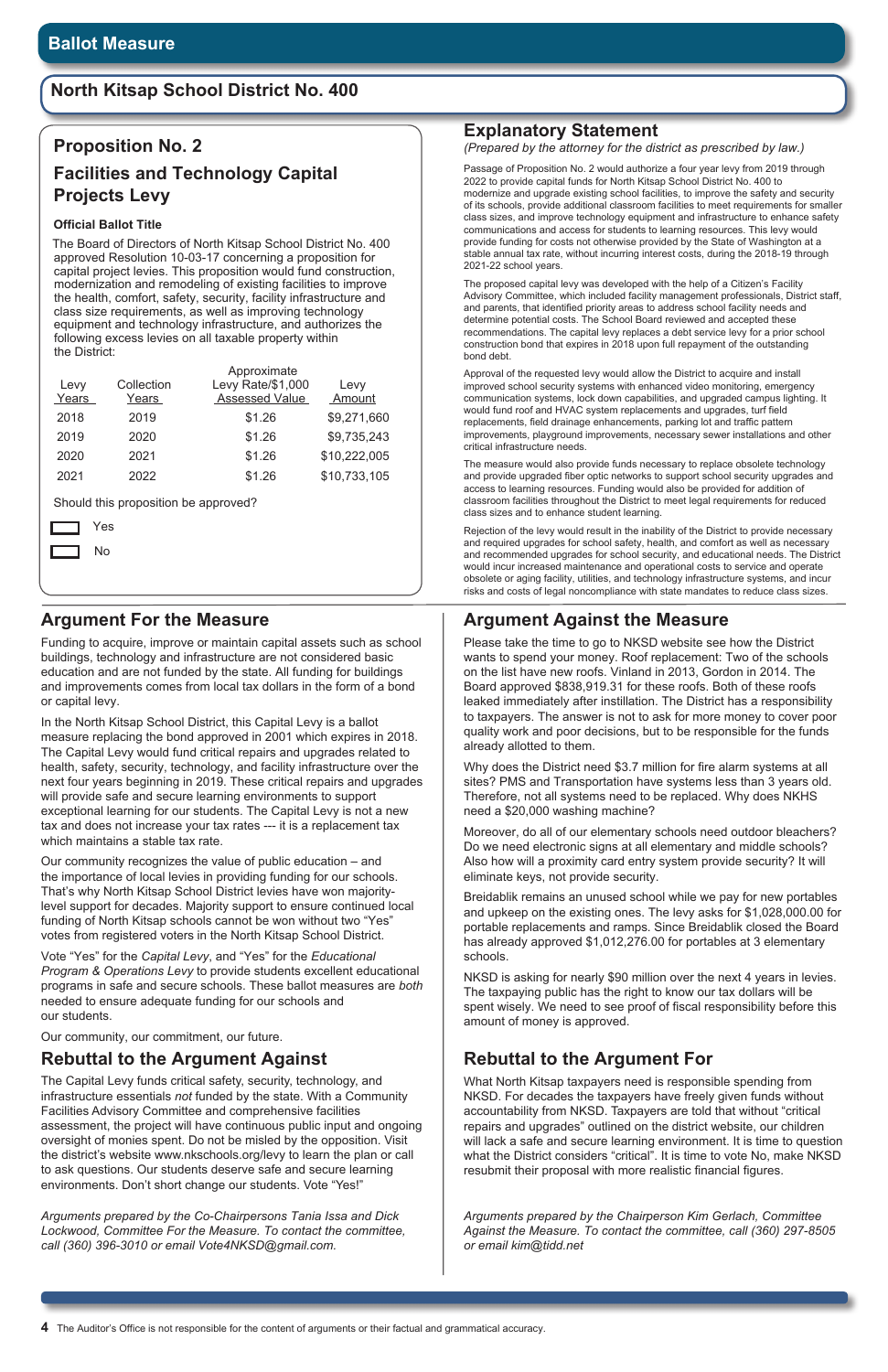# Ballot Measure

## North Kitsap School District No. 400

## Proposition No. 2

## Facilities and Technology Capital Projects Levy

### Official Ballot Title

The Board of Directors of North Kitsap School District No. 400 approved Resolution 10-03-17 concerning a proposition for capital project levies. This proposition would fund construction, modernization and remodeling of existing facilities to improve the health, comfort, safety, security, facility infrastructure and class size requirements, as well as improving technology equipment and technology infrastructure, and authorizes the following excess levies on all taxable property within the District:

| Levy Years | Collection Years | Approximate Levy Rate/$1,000 Assessed Value | Levy Amount |
|---|---|---|---|
| 2018 | 2019 | $1.26 | $9,271,660 |
| 2019 | 2020 | $1.26 | $9,735,243 |
| 2020 | 2021 | $1.26 | $10,222,005 |
| 2021 | 2022 | $1.26 | $10,733,105 |

Should this proposition be approved?

☐ Yes

☐ No

## Explanatory Statement

*(Prepared by the attorney for the district as prescribed by law.)*

Passage of Proposition No. 2 would authorize a four year levy from 2019 through 2022 to provide capital funds for North Kitsap School District No. 400 to modernize and upgrade existing school facilities, to improve the safety and security of its schools, provide additional classroom facilities to meet requirements for smaller class sizes, and improve technology equipment and infrastructure to enhance safety communications and access for students to learning resources. This levy would provide funding for costs not otherwise provided by the State of Washington at a stable annual tax rate, without incurring interest costs, during the 2018-19 through 2021-22 school years.

The proposed capital levy was developed with the help of a Citizen's Facility Advisory Committee, which included facility management professionals, District staff, and parents, that identified priority areas to address school facility needs and determine potential costs. The School Board reviewed and accepted these recommendations. The capital levy replaces a debt service levy for a prior school construction bond that expires in 2018 upon full repayment of the outstanding bond debt.

Approval of the requested levy would allow the District to acquire and install improved school security systems with enhanced video monitoring, emergency communication systems, lock down capabilities, and upgraded campus lighting. It would fund roof and HVAC system replacements and upgrades, turf field replacements, field drainage enhancements, parking lot and traffic pattern improvements, playground improvements, necessary sewer installations and other critical infrastructure needs.

The measure would also provide funds necessary to replace obsolete technology and provide upgraded fiber optic networks to support school security upgrades and access to learning resources. Funding would also be provided for addition of classroom facilities throughout the District to meet legal requirements for reduced class sizes and to enhance student learning.

Rejection of the levy would result in the inability of the District to provide necessary and required upgrades for school safety, health, and comfort as well as necessary and recommended upgrades for school security, and educational needs. The District would incur increased maintenance and operational costs to service and operate obsolete or aging facility, utilities, and technology infrastructure systems, and incur risks and costs of legal noncompliance with state mandates to reduce class sizes.

## Argument For the Measure

Funding to acquire, improve or maintain capital assets such as school buildings, technology and infrastructure are not considered basic education and are not funded by the state. All funding for buildings and improvements comes from local tax dollars in the form of a bond or capital levy.

In the North Kitsap School District, this Capital Levy is a ballot measure replacing the bond approved in 2001 which expires in 2018. The Capital Levy would fund critical repairs and upgrades related to health, safety, security, technology, and facility infrastructure over the next four years beginning in 2019. These critical repairs and upgrades will provide safe and secure learning environments to support exceptional learning for our students. The Capital Levy is not a new tax and does not increase your tax rates --- it is a replacement tax which maintains a stable tax rate.

Our community recognizes the value of public education – and the importance of local levies in providing funding for our schools. That's why North Kitsap School District levies have won majority-level support for decades. Majority support to ensure continued local funding of North Kitsap schools cannot be won without two "Yes" votes from registered voters in the North Kitsap School District.

Vote "Yes" for the *Capital Levy*, and "Yes" for the *Educational Program & Operations Levy* to provide students excellent educational programs in safe and secure schools. These ballot measures are *both* needed to ensure adequate funding for our schools and our students.

Our community, our commitment, our future.

## Rebuttal to the Argument Against

The Capital Levy funds critical safety, security, technology, and infrastructure essentials *not* funded by the state. With a Community Facilities Advisory Committee and comprehensive facilities assessment, the project will have continuous public input and ongoing oversight of monies spent. Do not be misled by the opposition. Visit the district's website www.nkschools.org/levy to learn the plan or call to ask questions. Our students deserve safe and secure learning environments. Don't short change our students. Vote "Yes!"

*Arguments prepared by the Co-Chairpersons Tania Issa and Dick Lockwood, Committee For the Measure. To contact the committee, call (360) 396-3010 or email Vote4NKSD@gmail.com.*

## Argument Against the Measure

Please take the time to go to NKSD website see how the District wants to spend your money. Roof replacement: Two of the schools on the list have new roofs. Vinland in 2013, Gordon in 2014. The Board approved $838,919.31 for these roofs. Both of these roofs leaked immediately after instillation. The District has a responsibility to taxpayers. The answer is not to ask for more money to cover poor quality work and poor decisions, but to be responsible for the funds already allotted to them.

Why does the District need $3.7 million for fire alarm systems at all sites? PMS and Transportation have systems less than 3 years old. Therefore, not all systems need to be replaced. Why does NKHS need a $20,000 washing machine?

Moreover, do all of our elementary schools need outdoor bleachers? Do we need electronic signs at all elementary and middle schools? Also how will a proximity card entry system provide security? It will eliminate keys, not provide security.

Breidablik remains an unused school while we pay for new portables and upkeep on the existing ones. The levy asks for $1,028,000.00 for portable replacements and ramps. Since Breidablik closed the Board has already approved $1,012,276.00 for portables at 3 elementary schools.

NKSD is asking for nearly $90 million over the next 4 years in levies. The taxpaying public has the right to know our tax dollars will be spent wisely. We need to see proof of fiscal responsibility before this amount of money is approved.

## Rebuttal to the Argument For

What North Kitsap taxpayers need is responsible spending from NKSD. For decades the taxpayers have freely given funds without accountability from NKSD. Taxpayers are told that without "critical repairs and upgrades" outlined on the district website, our children will lack a safe and secure learning environment. It is time to question what the District considers "critical". It is time to vote No, make NKSD resubmit their proposal with more realistic financial figures.

*Arguments prepared by the Chairperson Kim Gerlach, Committee Against the Measure. To contact the committee, call (360) 297-8505 or email kim@tidd.net*

The Auditor's Office is not responsible for the content of arguments or their factual and grammatical accuracy.